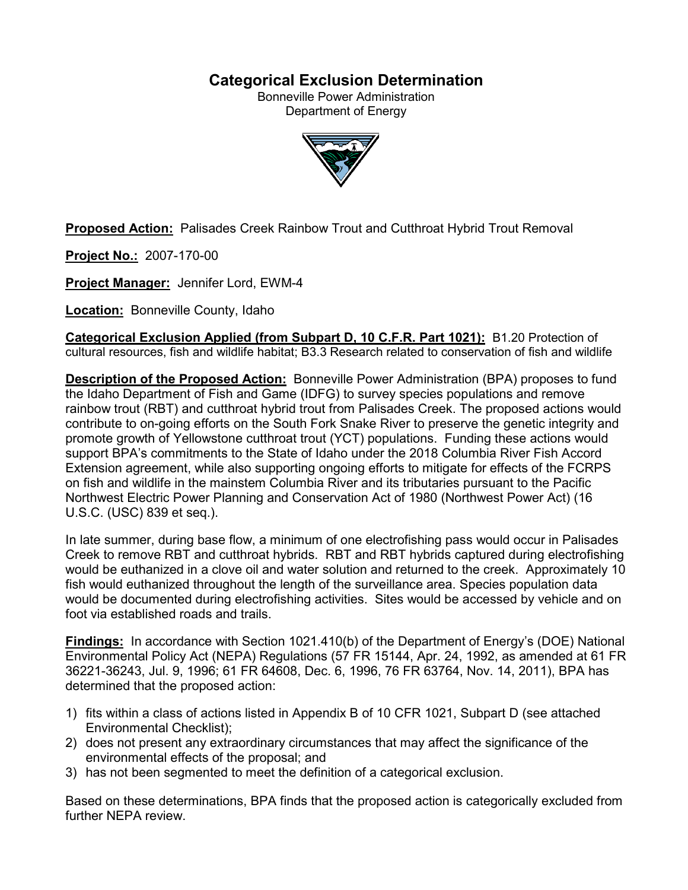# Categorical Exclusion Determination

Bonneville Power Administration
Department of Energy

**Proposed Action:** Palisades Creek Rainbow Trout and Cutthroat Hybrid Trout Removal

**Project No.:** 2007-170-00

**Project Manager:** Jennifer Lord, EWM-4

**Location:** Bonneville County, Idaho

**Categorical Exclusion Applied (from Subpart D, 10 C.F.R. Part 1021):** B1.20 Protection of cultural resources, fish and wildlife habitat; B3.3 Research related to conservation of fish and wildlife

**Description of the Proposed Action:** Bonneville Power Administration (BPA) proposes to fund the Idaho Department of Fish and Game (IDFG) to survey species populations and remove rainbow trout (RBT) and cutthroat hybrid trout from Palisades Creek. The proposed actions would contribute to on-going efforts on the South Fork Snake River to preserve the genetic integrity and promote growth of Yellowstone cutthroat trout (YCT) populations. Funding these actions would support BPA's commitments to the State of Idaho under the 2018 Columbia River Fish Accord Extension agreement, while also supporting ongoing efforts to mitigate for effects of the FCRPS on fish and wildlife in the mainstem Columbia River and its tributaries pursuant to the Pacific Northwest Electric Power Planning and Conservation Act of 1980 (Northwest Power Act) (16 U.S.C. (USC) 839 et seq.).

In late summer, during base flow, a minimum of one electrofishing pass would occur in Palisades Creek to remove RBT and cutthroat hybrids. RBT and RBT hybrids captured during electrofishing would be euthanized in a clove oil and water solution and returned to the creek. Approximately 10 fish would euthanized throughout the length of the surveillance area. Species population data would be documented during electrofishing activities. Sites would be accessed by vehicle and on foot via established roads and trails.

**Findings:** In accordance with Section 1021.410(b) of the Department of Energy's (DOE) National Environmental Policy Act (NEPA) Regulations (57 FR 15144, Apr. 24, 1992, as amended at 61 FR 36221-36243, Jul. 9, 1996; 61 FR 64608, Dec. 6, 1996, 76 FR 63764, Nov. 14, 2011), BPA has determined that the proposed action:

1) fits within a class of actions listed in Appendix B of 10 CFR 1021, Subpart D (see attached Environmental Checklist);
2) does not present any extraordinary circumstances that may affect the significance of the environmental effects of the proposal; and
3) has not been segmented to meet the definition of a categorical exclusion.

Based on these determinations, BPA finds that the proposed action is categorically excluded from further NEPA review.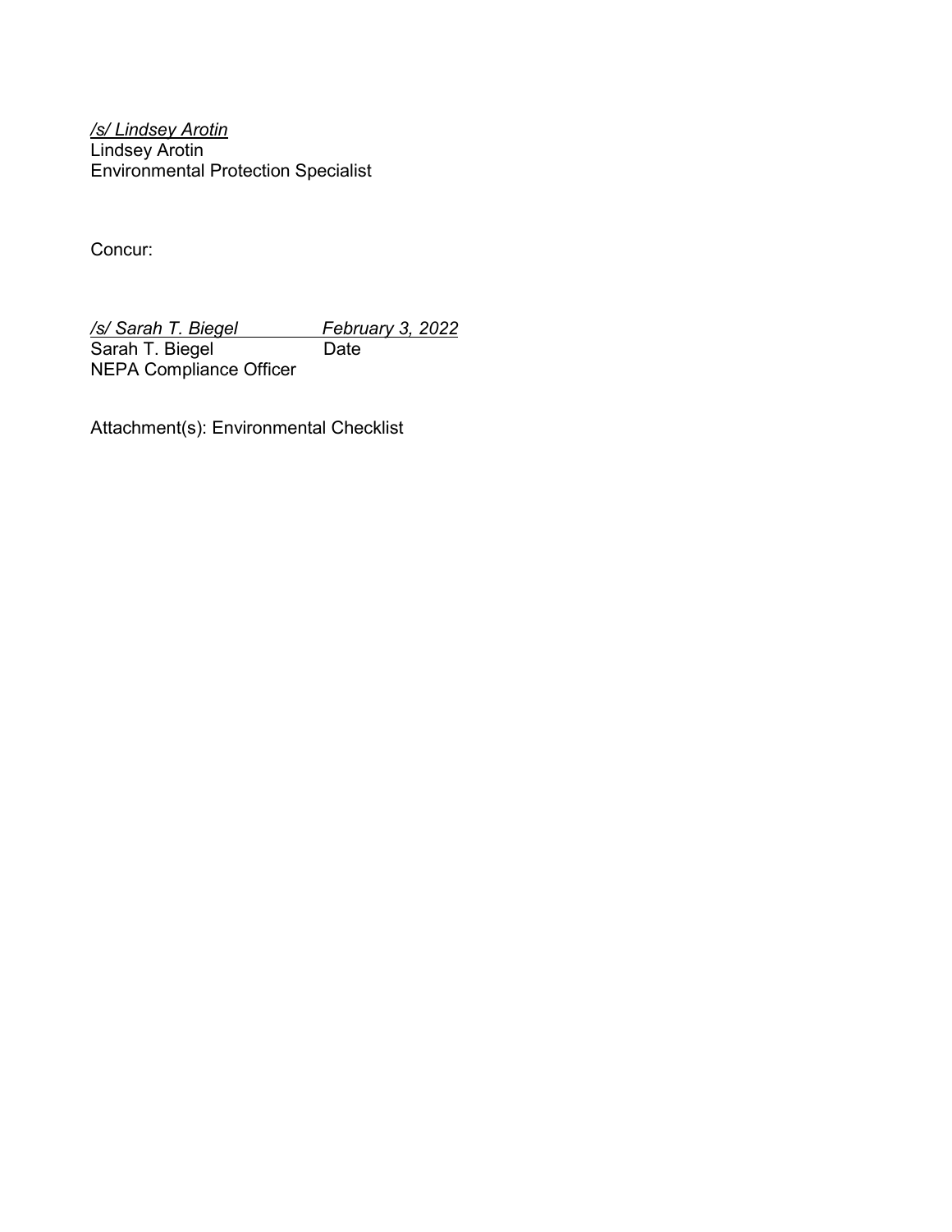*/s/ Lindsey Arotin*
Lindsey Arotin
Environmental Protection Specialist

Concur:

*/s/ Sarah T. Biegel* *February 3, 2022*
Sarah T. Biegel Date
NEPA Compliance Officer

Attachment(s): Environmental Checklist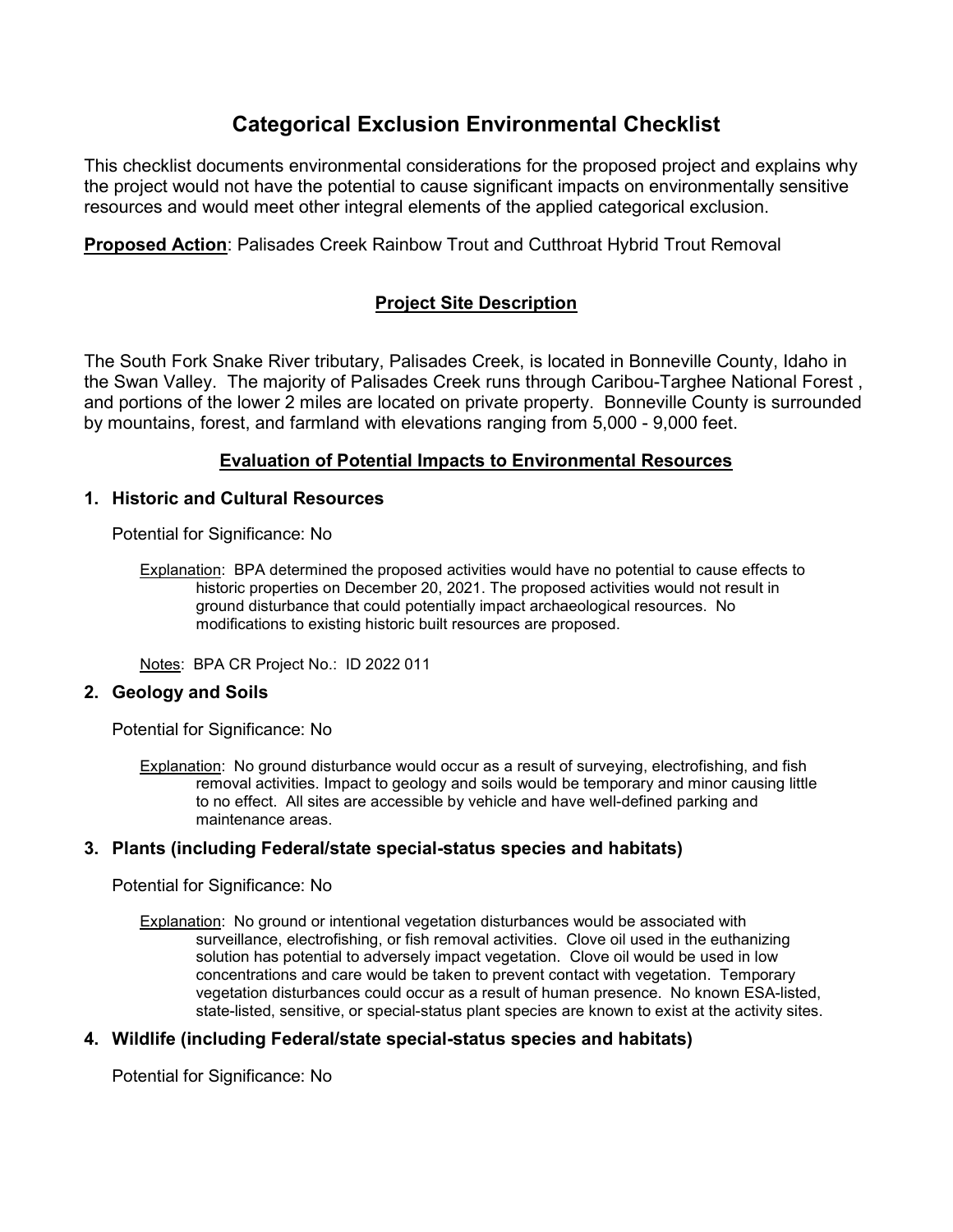# Categorical Exclusion Environmental Checklist

This checklist documents environmental considerations for the proposed project and explains why the project would not have the potential to cause significant impacts on environmentally sensitive resources and would meet other integral elements of the applied categorical exclusion.

**Proposed Action**: Palisades Creek Rainbow Trout and Cutthroat Hybrid Trout Removal

## Project Site Description

The South Fork Snake River tributary, Palisades Creek, is located in Bonneville County, Idaho in the Swan Valley. The majority of Palisades Creek runs through Caribou-Targhee National Forest , and portions of the lower 2 miles are located on private property. Bonneville County is surrounded by mountains, forest, and farmland with elevations ranging from 5,000 - 9,000 feet.

## Evaluation of Potential Impacts to Environmental Resources

### 1. Historic and Cultural Resources

Potential for Significance: No

Explanation: BPA determined the proposed activities would have no potential to cause effects to historic properties on December 20, 2021. The proposed activities would not result in ground disturbance that could potentially impact archaeological resources. No modifications to existing historic built resources are proposed.

Notes: BPA CR Project No.: ID 2022 011

### 2. Geology and Soils

Potential for Significance: No

Explanation: No ground disturbance would occur as a result of surveying, electrofishing, and fish removal activities. Impact to geology and soils would be temporary and minor causing little to no effect. All sites are accessible by vehicle and have well-defined parking and maintenance areas.

### 3. Plants (including Federal/state special-status species and habitats)

Potential for Significance: No

Explanation: No ground or intentional vegetation disturbances would be associated with surveillance, electrofishing, or fish removal activities. Clove oil used in the euthanizing solution has potential to adversely impact vegetation. Clove oil would be used in low concentrations and care would be taken to prevent contact with vegetation. Temporary vegetation disturbances could occur as a result of human presence. No known ESA-listed, state-listed, sensitive, or special-status plant species are known to exist at the activity sites.

### 4. Wildlife (including Federal/state special-status species and habitats)

Potential for Significance: No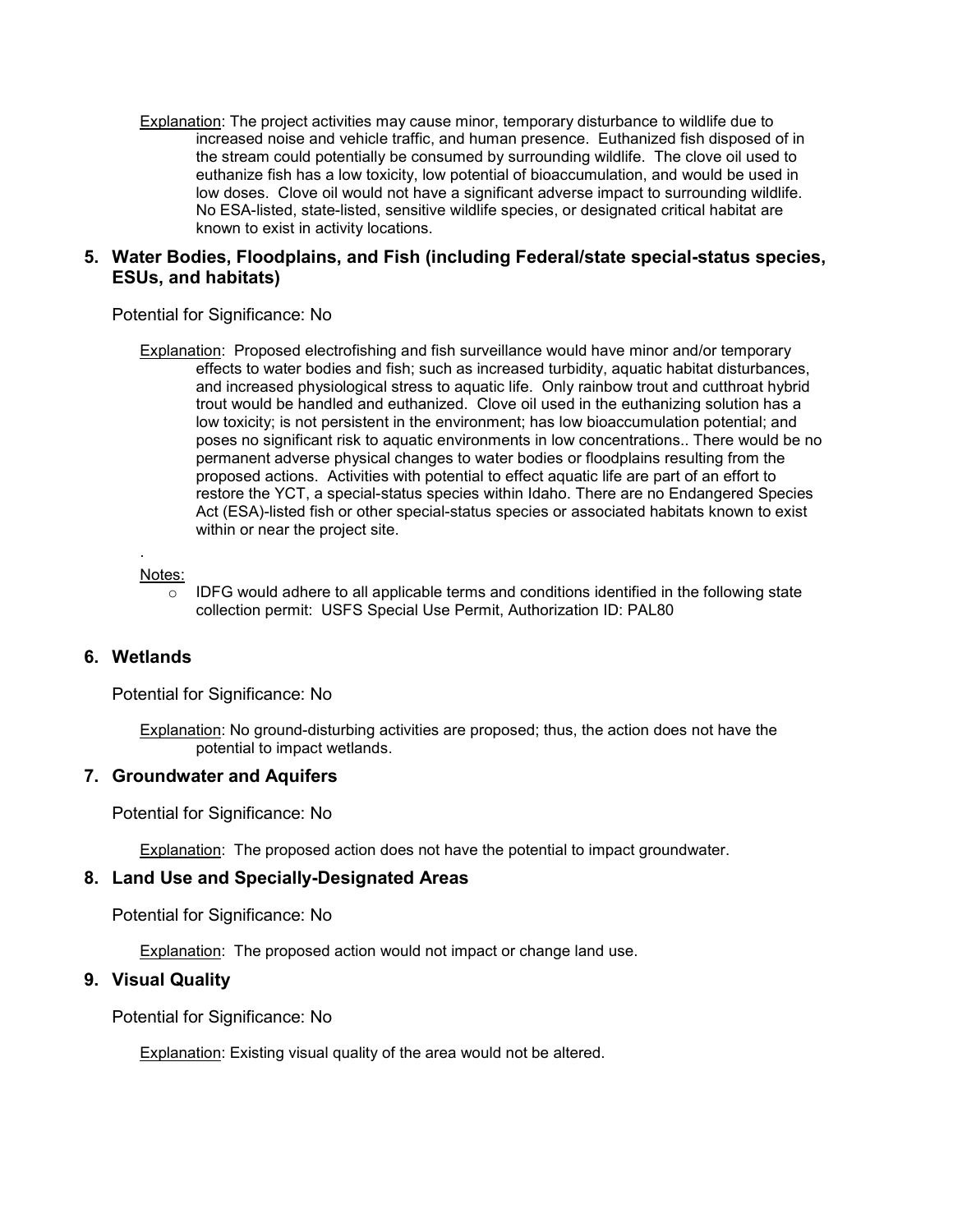Explanation: The project activities may cause minor, temporary disturbance to wildlife due to increased noise and vehicle traffic, and human presence. Euthanized fish disposed of in the stream could potentially be consumed by surrounding wildlife. The clove oil used to euthanize fish has a low toxicity, low potential of bioaccumulation, and would be used in low doses. Clove oil would not have a significant adverse impact to surrounding wildlife. No ESA-listed, state-listed, sensitive wildlife species, or designated critical habitat are known to exist in activity locations.

## 5. Water Bodies, Floodplains, and Fish (including Federal/state special-status species, ESUs, and habitats)

Potential for Significance: No

Explanation: Proposed electrofishing and fish surveillance would have minor and/or temporary effects to water bodies and fish; such as increased turbidity, aquatic habitat disturbances, and increased physiological stress to aquatic life. Only rainbow trout and cutthroat hybrid trout would be handled and euthanized. Clove oil used in the euthanizing solution has a low toxicity; is not persistent in the environment; has low bioaccumulation potential; and poses no significant risk to aquatic environments in low concentrations.. There would be no permanent adverse physical changes to water bodies or floodplains resulting from the proposed actions. Activities with potential to effect aquatic life are part of an effort to restore the YCT, a special-status species within Idaho. There are no Endangered Species Act (ESA)-listed fish or other special-status species or associated habitats known to exist within or near the project site.

.

Notes:

- IDFG would adhere to all applicable terms and conditions identified in the following state collection permit: USFS Special Use Permit, Authorization ID: PAL80

## 6. Wetlands

Potential for Significance: No

Explanation: No ground-disturbing activities are proposed; thus, the action does not have the potential to impact wetlands.

## 7. Groundwater and Aquifers

Potential for Significance: No

Explanation: The proposed action does not have the potential to impact groundwater.

## 8. Land Use and Specially-Designated Areas

Potential for Significance: No

Explanation: The proposed action would not impact or change land use.

## 9. Visual Quality

Potential for Significance: No

Explanation: Existing visual quality of the area would not be altered.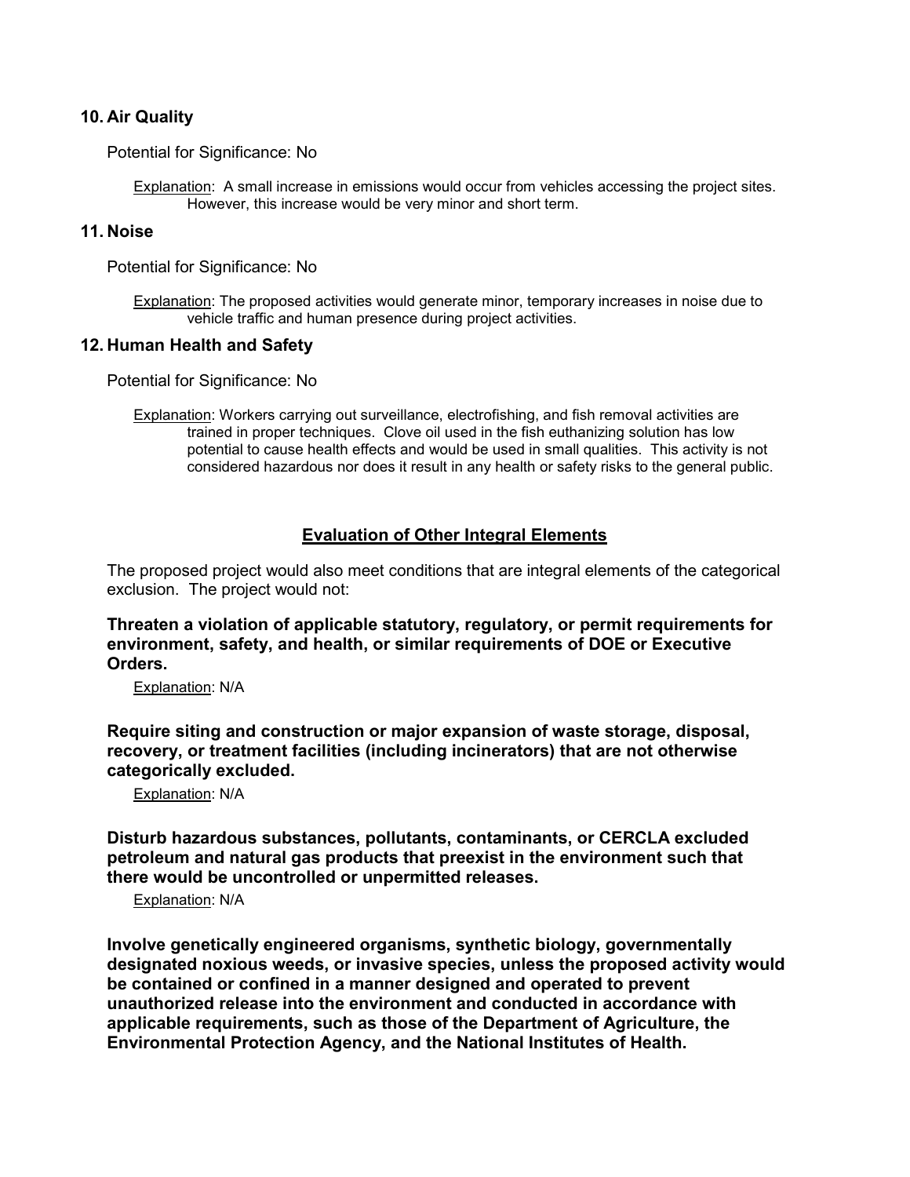## 10. Air Quality

Potential for Significance: No

Explanation: A small increase in emissions would occur from vehicles accessing the project sites. However, this increase would be very minor and short term.

## 11. Noise

Potential for Significance: No

Explanation: The proposed activities would generate minor, temporary increases in noise due to vehicle traffic and human presence during project activities.

## 12. Human Health and Safety

Potential for Significance: No

Explanation: Workers carrying out surveillance, electrofishing, and fish removal activities are trained in proper techniques. Clove oil used in the fish euthanizing solution has low potential to cause health effects and would be used in small qualities. This activity is not considered hazardous nor does it result in any health or safety risks to the general public.

## Evaluation of Other Integral Elements

The proposed project would also meet conditions that are integral elements of the categorical exclusion. The project would not:

**Threaten a violation of applicable statutory, regulatory, or permit requirements for environment, safety, and health, or similar requirements of DOE or Executive Orders.**

Explanation: N/A

**Require siting and construction or major expansion of waste storage, disposal, recovery, or treatment facilities (including incinerators) that are not otherwise categorically excluded.**

Explanation: N/A

**Disturb hazardous substances, pollutants, contaminants, or CERCLA excluded petroleum and natural gas products that preexist in the environment such that there would be uncontrolled or unpermitted releases.**

Explanation: N/A

**Involve genetically engineered organisms, synthetic biology, governmentally designated noxious weeds, or invasive species, unless the proposed activity would be contained or confined in a manner designed and operated to prevent unauthorized release into the environment and conducted in accordance with applicable requirements, such as those of the Department of Agriculture, the Environmental Protection Agency, and the National Institutes of Health.**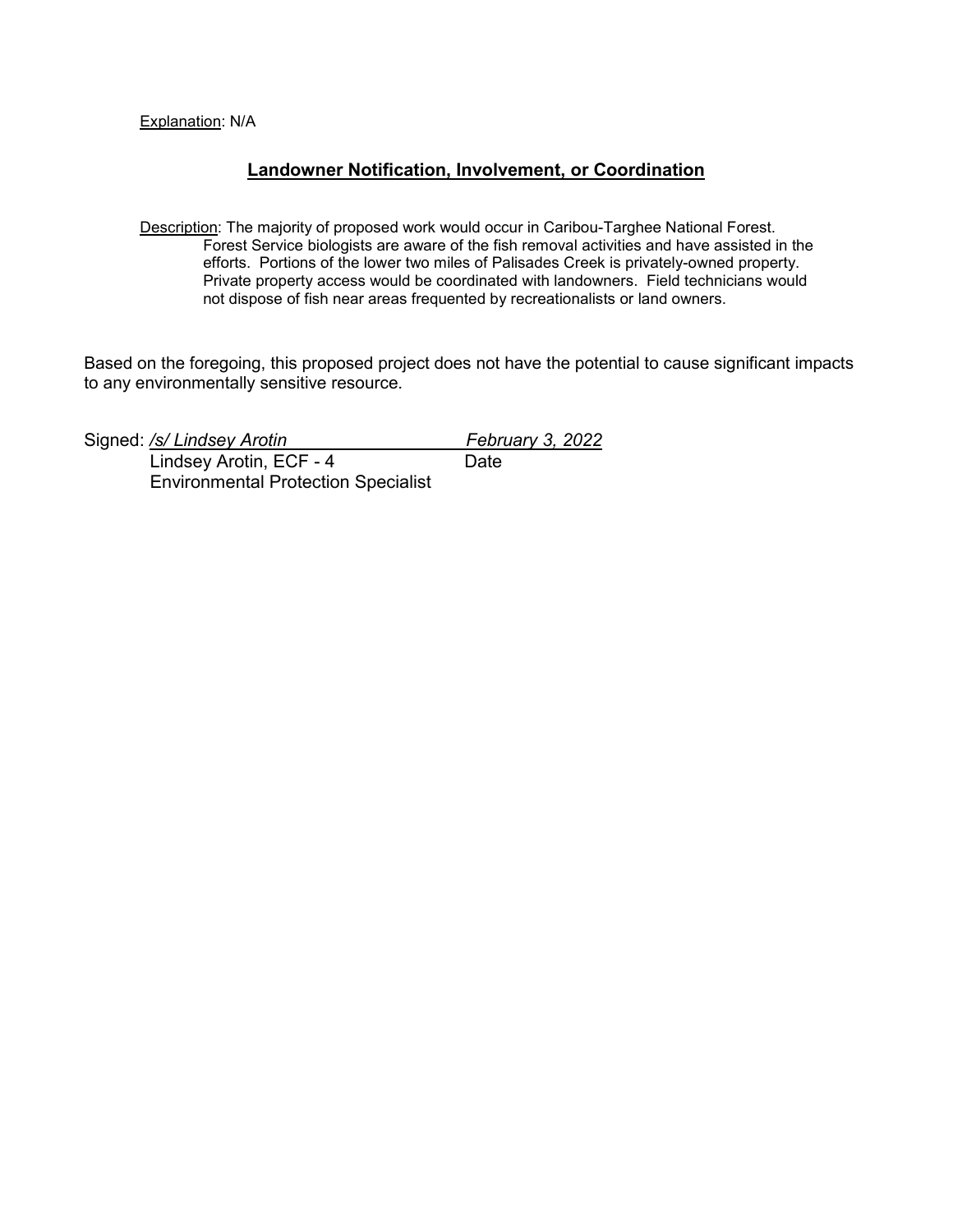<u>Explanation</u>: N/A

## **<u>Landowner Notification, Involvement, or Coordination</u>**

<u>Description</u>: The majority of proposed work would occur in Caribou-Targhee National Forest. Forest Service biologists are aware of the fish removal activities and have assisted in the efforts. Portions of the lower two miles of Palisades Creek is privately-owned property. Private property access would be coordinated with landowners. Field technicians would not dispose of fish near areas frequented by recreationalists or land owners.

Based on the foregoing, this proposed project does not have the potential to cause significant impacts to any environmentally sensitive resource.

Signed: *<u>/s/ Lindsey Arotin</u>* *<u>February 3, 2022</u>*

Lindsey Arotin, ECF - 4 Date

Environmental Protection Specialist